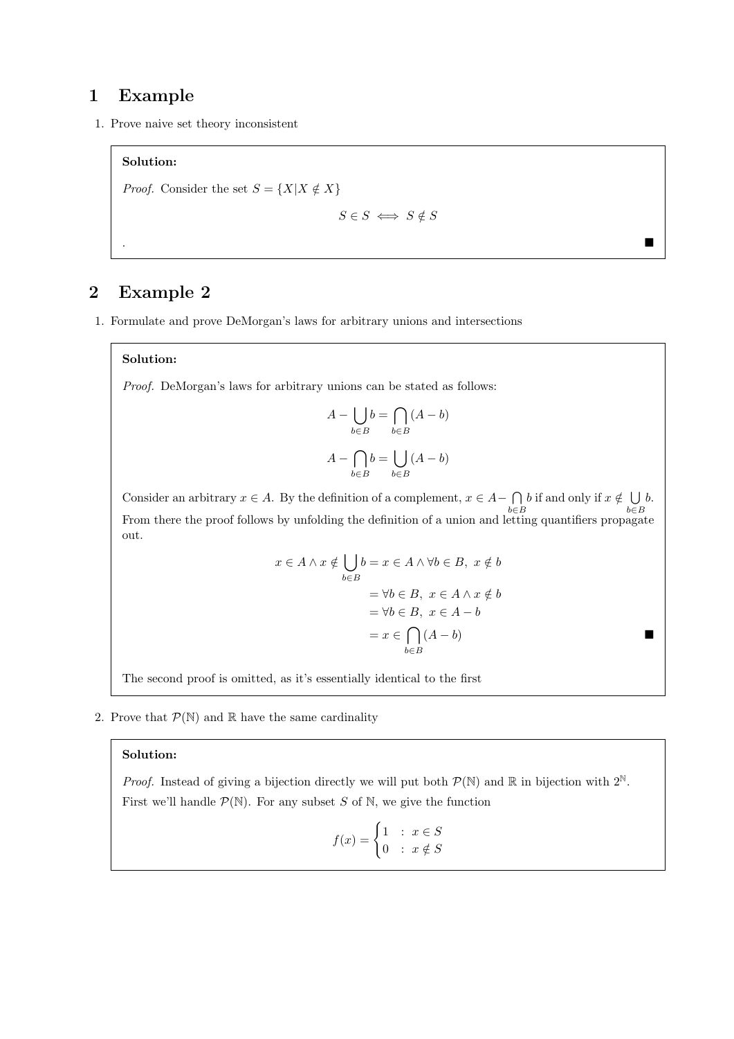# 1 Example

1. Prove naive set theory inconsistent

**Solution:**

*Proof.* Consider the set $S = \{X | X \notin X\}$

$$S \in S \iff S \notin S$$

. ■

# 2 Example 2

1. Formulate and prove DeMorgan's laws for arbitrary unions and intersections

**Solution:**

*Proof.* DeMorgan's laws for arbitrary unions can be stated as follows:

$$A - \bigcup_{b \in B} b = \bigcap_{b \in B} (A - b)$$

$$A - \bigcap_{b \in B} b = \bigcup_{b \in B} (A - b)$$

Consider an arbitrary $x \in A$. By the definition of a complement, $x \in A - \bigcap_{b \in B} b$ if and only if $x \notin \bigcup_{b \in B} b$. From there the proof follows by unfolding the definition of a union and letting quantifiers propagate out.

$$\begin{aligned}
x \in A \land x \notin \bigcup_{b \in B} b &= x \in A \land \forall b \in B,\ x \notin b \\
&= \forall b \in B,\ x \in A \land x \notin b \\
&= \forall b \in B,\ x \in A - b \\
&= x \in \bigcap_{b \in B} (A - b)
\end{aligned}$$

■

The second proof is omitted, as it's essentially identical to the first

2. Prove that $\mathcal{P}(\mathbb{N})$ and $\mathbb{R}$ have the same cardinality

**Solution:**

*Proof.* Instead of giving a bijection directly we will put both $\mathcal{P}(\mathbb{N})$ and $\mathbb{R}$ in bijection with $2^{\mathbb{N}}$.

First we'll handle $\mathcal{P}(\mathbb{N})$. For any subset $S$ of $\mathbb{N}$, we give the function

$$f(x) = \begin{cases} 1 & : \ x \in S \\ 0 & : \ x \notin S \end{cases}$$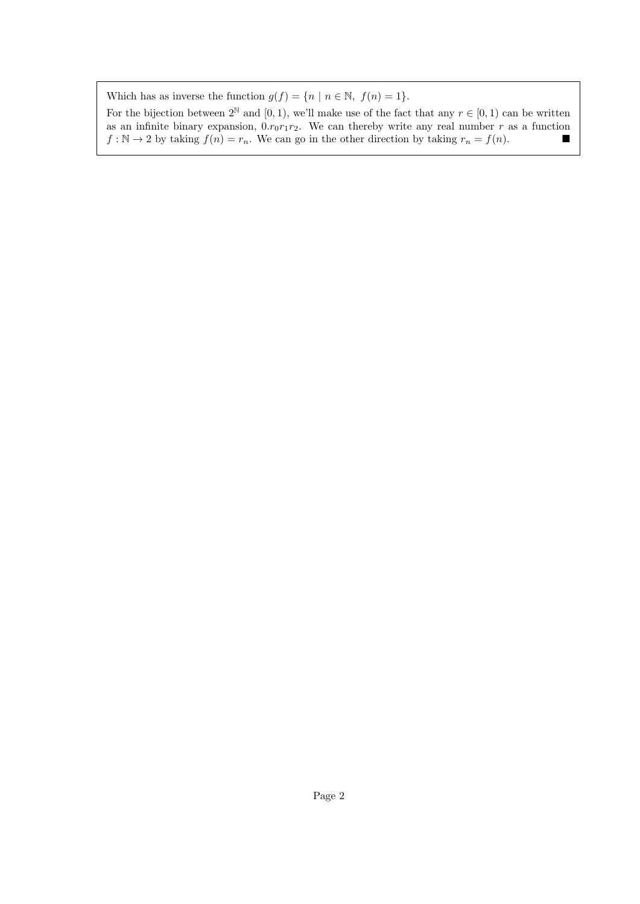Which has as inverse the function $g(f) = \{n \mid n \in \mathbb{N},\ f(n) = 1\}$.

For the bijection between $2^{\mathbb{N}}$ and $[0, 1)$, we'll make use of the fact that any $r \in [0, 1)$ can be written as an infinite binary expansion, $0.r_0 r_1 r_2$. We can thereby write any real number $r$ as a function $f : \mathbb{N} \to 2$ by taking $f(n) = r_n$. We can go in the other direction by taking $r_n = f(n)$. ■